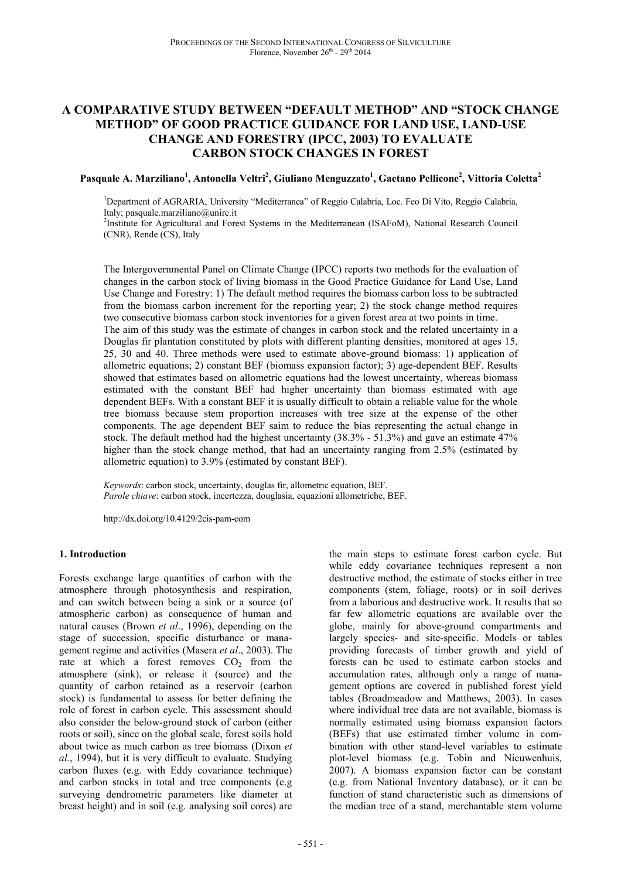# A COMPARATIVE STUDY BETWEEN "DEFAULT METHOD" AND "STOCK CHANGE METHOD" OF GOOD PRACTICE GUIDANCE FOR LAND USE, LAND-USE CHANGE AND FORESTRY (IPCC, 2003) TO EVALUATE CARBON STOCK CHANGES IN FOREST

**Pasquale A. Marziliano[1], Antonella Veltri[2], Giuliano Menguzzato[1], Gaetano Pellicone[2], Vittoria Coletta[2]**

[1]Department of AGRARIA, University "Mediterranea" of Reggio Calabria, Loc. Feo Di Vito, Reggio Calabria, Italy; pasquale.marziliano@unirc.it

[2]Institute for Agricultural and Forest Systems in the Mediterranean (ISAFoM), National Research Council (CNR), Rende (CS), Italy

The Intergovernmental Panel on Climate Change (IPCC) reports two methods for the evaluation of changes in the carbon stock of living biomass in the Good Practice Guidance for Land Use, Land Use Change and Forestry: 1) The default method requires the biomass carbon loss to be subtracted from the biomass carbon increment for the reporting year; 2) the stock change method requires two consecutive biomass carbon stock inventories for a given forest area at two points in time.
The aim of this study was the estimate of changes in carbon stock and the related uncertainty in a Douglas fir plantation constituted by plots with different planting densities, monitored at ages 15, 25, 30 and 40. Three methods were used to estimate above-ground biomass: 1) application of allometric equations; 2) constant BEF (biomass expansion factor); 3) age-dependent BEF. Results showed that estimates based on allometric equations had the lowest uncertainty, whereas biomass estimated with the constant BEF had higher uncertainty than biomass estimated with age dependent BEFs. With a constant BEF it is usually difficult to obtain a reliable value for the whole tree biomass because stem proportion increases with tree size at the expense of the other components. The age dependent BEF saim to reduce the bias representing the actual change in stock. The default method had the highest uncertainty (38.3% - 51.3%) and gave an estimate 47% higher than the stock change method, that had an uncertainty ranging from 2.5% (estimated by allometric equation) to 3.9% (estimated by constant BEF).

*Keywords*: carbon stock, uncertainty, douglas fir, allometric equation, BEF.
*Parole chiave*: carbon stock, incertezza, douglasia, equazioni allometriche, BEF.

http://dx.doi.org/10.4129/2cis-pam-com

## 1. Introduction

Forests exchange large quantities of carbon with the atmosphere through photosynthesis and respiration, and can switch between being a sink or a source (of atmospheric carbon) as consequence of human and natural causes (Brown *et al*., 1996), depending on the stage of succession, specific disturbance or management regime and activities (Masera *et al*., 2003). The rate at which a forest removes $CO_2$ from the atmosphere (sink), or release it (source) and the quantity of carbon retained as a reservoir (carbon stock) is fundamental to assess for better defining the role of forest in carbon cycle. This assessment should also consider the below-ground stock of carbon (either roots or soil), since on the global scale, forest soils hold about twice as much carbon as tree biomass (Dixon *et al*., 1994), but it is very difficult to evaluate. Studying carbon fluxes (e.g. with Eddy covariance technique) and carbon stocks in total and tree components (e.g surveying dendrometric parameters like diameter at breast height) and in soil (e.g. analysing soil cores) are the main steps to estimate forest carbon cycle. But while eddy covariance techniques represent a non destructive method, the estimate of stocks either in tree components (stem, foliage, roots) or in soil derives from a laborious and destructive work. It results that so far few allometric equations are available over the globe, mainly for above-ground compartments and largely species- and site-specific. Models or tables providing forecasts of timber growth and yield of forests can be used to estimate carbon stocks and accumulation rates, although only a range of management options are covered in published forest yield tables (Broadmeadow and Matthews, 2003). In cases where individual tree data are not available, biomass is normally estimated using biomass expansion factors (BEFs) that use estimated timber volume in combination with other stand-level variables to estimate plot-level biomass (e.g. Tobin and Nieuwenhuis, 2007). A biomass expansion factor can be constant (e.g. from National Inventory database), or it can be function of stand characteristic such as dimensions of the median tree of a stand, merchantable stem volume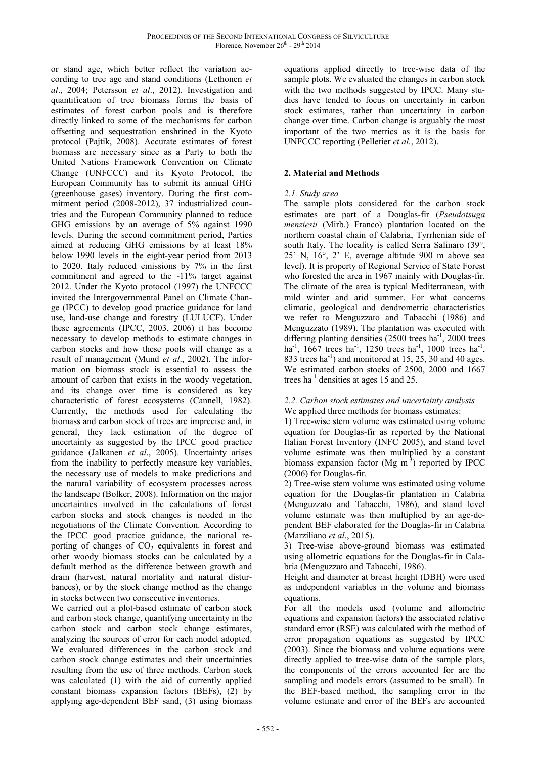or stand age, which better reflect the variation according to tree age and stand conditions (Lethonen *et al*., 2004; Petersson *et al*., 2012). Investigation and quantification of tree biomass forms the basis of estimates of forest carbon pools and is therefore directly linked to some of the mechanisms for carbon offsetting and sequestration enshrined in the Kyoto protocol (Pajtik, 2008). Accurate estimates of forest biomass are necessary since as a Party to both the United Nations Framework Convention on Climate Change (UNFCCC) and its Kyoto Protocol, the European Community has to submit its annual GHG (greenhouse gases) inventory. During the first commitment period (2008-2012), 37 industrialized countries and the European Community planned to reduce GHG emissions by an average of 5% against 1990 levels. During the second commitment period, Parties aimed at reducing GHG emissions by at least 18% below 1990 levels in the eight-year period from 2013 to 2020. Italy reduced emissions by 7% in the first commitment and agreed to the -11% target against 2012. Under the Kyoto protocol (1997) the UNFCCC invited the Intergovernmental Panel on Climate Change (IPCC) to develop good practice guidance for land use, land-use change and forestry (LULUCF). Under these agreements (IPCC, 2003, 2006) it has become necessary to develop methods to estimate changes in carbon stocks and how these pools will change as a result of management (Mund *et al*., 2002). The information on biomass stock is essential to assess the amount of carbon that exists in the woody vegetation, and its change over time is considered as key characteristic of forest ecosystems (Cannell, 1982). Currently, the methods used for calculating the biomass and carbon stock of trees are imprecise and, in general, they lack estimation of the degree of uncertainty as suggested by the IPCC good practice guidance (Jalkanen *et al*., 2005). Uncertainty arises from the inability to perfectly measure key variables, the necessary use of models to make predictions and the natural variability of ecosystem processes across the landscape (Bolker, 2008). Information on the major uncertainties involved in the calculations of forest carbon stocks and stock changes is needed in the negotiations of the Climate Convention. According to the IPCC good practice guidance, the national reporting of changes of $CO_2$ equivalents in forest and other woody biomass stocks can be calculated by a default method as the difference between growth and drain (harvest, natural mortality and natural disturbances), or by the stock change method as the change in stocks between two consecutive inventories.

We carried out a plot-based estimate of carbon stock and carbon stock change, quantifying uncertainty in the carbon stock and carbon stock change estimates, analyzing the sources of error for each model adopted. We evaluated differences in the carbon stock and carbon stock change estimates and their uncertainties resulting from the use of three methods. Carbon stock was calculated (1) with the aid of currently applied constant biomass expansion factors (BEFs), (2) by applying age-dependent BEF sand, (3) using biomass equations applied directly to tree-wise data of the sample plots. We evaluated the changes in carbon stock with the two methods suggested by IPCC. Many studies have tended to focus on uncertainty in carbon stock estimates, rather than uncertainty in carbon change over time. Carbon change is arguably the most important of the two metrics as it is the basis for UNFCCC reporting (Pelletier *et al.*, 2012).

## 2. Material and Methods

### *2.1. Study area*

The sample plots considered for the carbon stock estimates are part of a Douglas-fir (*Pseudotsuga menziesii* (Mirb.) Franco) plantation located on the northern coastal chain of Calabria, Tyrrhenian side of south Italy. The locality is called Serra Salinaro (39°, 25' N, 16°, 2' E, average altitude 900 m above sea level). It is property of Regional Service of State Forest who forested the area in 1967 mainly with Douglas-fir. The climate of the area is typical Mediterranean, with mild winter and arid summer. For what concerns climatic, geological and dendrometric characteristics we refer to Menguzzato and Tabacchi (1986) and Menguzzato (1989). The plantation was executed with differing planting densities (2500 trees ha$^{-1}$, 2000 trees ha$^{-1}$, 1667 trees ha$^{-1}$, 1250 trees ha$^{-1}$, 1000 trees ha$^{-1}$, 833 trees ha$^{-1}$) and monitored at 15, 25, 30 and 40 ages. We estimated carbon stocks of 2500, 2000 and 1667 trees ha$^{-1}$ densities at ages 15 and 25.

### *2.2. Carbon stock estimates and uncertainty analysis*

We applied three methods for biomass estimates:

1) Tree-wise stem volume was estimated using volume equation for Douglas-fir as reported by the National Italian Forest Inventory (INFC 2005), and stand level volume estimate was then multiplied by a constant biomass expansion factor (Mg m$^{-3}$) reported by IPCC (2006) for Douglas-fir.

2) Tree-wise stem volume was estimated using volume equation for the Douglas-fir plantation in Calabria (Menguzzato and Tabacchi, 1986), and stand level volume estimate was then multiplied by an age-dependent BEF elaborated for the Douglas-fir in Calabria (Marziliano *et al*., 2015).

3) Tree-wise above-ground biomass was estimated using allometric equations for the Douglas-fir in Calabria (Menguzzato and Tabacchi, 1986).

Height and diameter at breast height (DBH) were used as independent variables in the volume and biomass equations.

For all the models used (volume and allometric equations and expansion factors) the associated relative standard error (RSE) was calculated with the method of error propagation equations as suggested by IPCC (2003). Since the biomass and volume equations were directly applied to tree-wise data of the sample plots, the components of the errors accounted for are the sampling and models errors (assumed to be small). In the BEF-based method, the sampling error in the volume estimate and error of the BEFs are accounted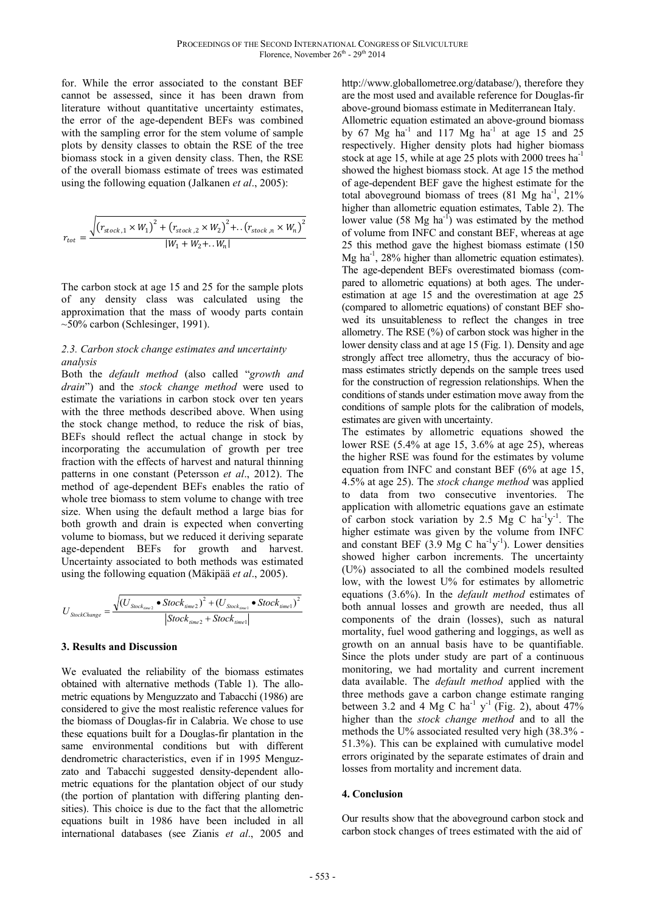for. While the error associated to the constant BEF cannot be assessed, since it has been drawn from literature without quantitative uncertainty estimates, the error of the age-dependent BEFs was combined with the sampling error for the stem volume of sample plots by density classes to obtain the RSE of the tree biomass stock in a given density class. Then, the RSE of the overall biomass estimate of trees was estimated using the following equation (Jalkanen *et al*., 2005):

$$r_{tot} = \frac{\sqrt{\left(r_{stock,1} \times W_1\right)^2 + \left(r_{stock,2} \times W_2\right)^2 + .. \left(r_{stock,n} \times W_n\right)^2}}{|W_1 + W_2 + .. W_n|}$$

The carbon stock at age 15 and 25 for the sample plots of any density class was calculated using the approximation that the mass of woody parts contain ~50% carbon (Schlesinger, 1991).

### *2.3. Carbon stock change estimates and uncertainty analysis*

Both the *default method* (also called "*growth and drain*") and the *stock change method* were used to estimate the variations in carbon stock over ten years with the three methods described above. When using the stock change method, to reduce the risk of bias, BEFs should reflect the actual change in stock by incorporating the accumulation of growth per tree fraction with the effects of harvest and natural thinning patterns in one constant (Petersson *et al*., 2012). The method of age-dependent BEFs enables the ratio of whole tree biomass to stem volume to change with tree size. When using the default method a large bias for both growth and drain is expected when converting volume to biomass, but we reduced it deriving separate age-dependent BEFs for growth and harvest. Uncertainty associated to both methods was estimated using the following equation (Mäkipää *et al*., 2005).

$$U_{StockChange} = \frac{\sqrt{(U_{Stock_{time2}} \bullet Stock_{time2})^2 + (U_{Stock_{time1}} \bullet Stock_{time1})^2}}{|Stock_{time2} + Stock_{time1}|}$$

## 3. Results and Discussion

We evaluated the reliability of the biomass estimates obtained with alternative methods (Table 1). The allometric equations by Menguzzato and Tabacchi (1986) are considered to give the most realistic reference values for the biomass of Douglas-fir in Calabria. We chose to use these equations built for a Douglas-fir plantation in the same environmental conditions but with different dendrometric characteristics, even if in 1995 Menguzzato and Tabacchi suggested density-dependent allometric equations for the plantation object of our study (the portion of plantation with differing planting densities). This choice is due to the fact that the allometric equations built in 1986 have been included in all international databases (see Zianis *et al*., 2005 and http://www.globallometree.org/database/), therefore they are the most used and available reference for Douglas-fir above-ground biomass estimate in Mediterranean Italy.

Allometric equation estimated an above-ground biomass by 67 Mg ha$^{-1}$ and 117 Mg ha$^{-1}$ at age 15 and 25 respectively. Higher density plots had higher biomass stock at age 15, while at age 25 plots with 2000 trees ha$^{-1}$ showed the highest biomass stock. At age 15 the method of age-dependent BEF gave the highest estimate for the total aboveground biomass of trees (81 Mg ha$^{-1}$, 21% higher than allometric equation estimates, Table 2). The lower value (58 Mg ha$^{-1}$) was estimated by the method of volume from INFC and constant BEF, whereas at age 25 this method gave the highest biomass estimate (150 Mg ha$^{-1}$, 28% higher than allometric equation estimates). The age-dependent BEFs overestimated biomass (compared to allometric equations) at both ages. The underestimation at age 15 and the overestimation at age 25 (compared to allometric equations) of constant BEF showed its unsuitableness to reflect the changes in tree allometry. The RSE (%) of carbon stock was higher in the lower density class and at age 15 (Fig. 1). Density and age strongly affect tree allometry, thus the accuracy of biomass estimates strictly depends on the sample trees used for the construction of regression relationships. When the conditions of stands under estimation move away from the conditions of sample plots for the calibration of models, estimates are given with uncertainty.

The estimates by allometric equations showed the lower RSE (5.4% at age 15, 3.6% at age 25), whereas the higher RSE was found for the estimates by volume equation from INFC and constant BEF (6% at age 15, 4.5% at age 25). The *stock change method* was applied to data from two consecutive inventories. The application with allometric equations gave an estimate of carbon stock variation by 2.5 Mg C ha$^{-1}$y$^{-1}$. The higher estimate was given by the volume from INFC and constant BEF (3.9 Mg C ha$^{-1}$y$^{-1}$). Lower densities showed higher carbon increments. The uncertainty (U%) associated to all the combined models resulted low, with the lowest U% for estimates by allometric equations (3.6%). In the *default method* estimates of both annual losses and growth are needed, thus all components of the drain (losses), such as natural mortality, fuel wood gathering and loggings, as well as growth on an annual basis have to be quantifiable. Since the plots under study are part of a continuous monitoring, we had mortality and current increment data available. The *default method* applied with the three methods gave a carbon change estimate ranging between 3.2 and 4 Mg C ha$^{-1}$ y$^{-1}$ (Fig. 2), about 47% higher than the *stock change method* and to all the methods the U% associated resulted very high (38.3% - 51.3%). This can be explained with cumulative model errors originated by the separate estimates of drain and losses from mortality and increment data.

## 4. Conclusion

Our results show that the aboveground carbon stock and carbon stock changes of trees estimated with the aid of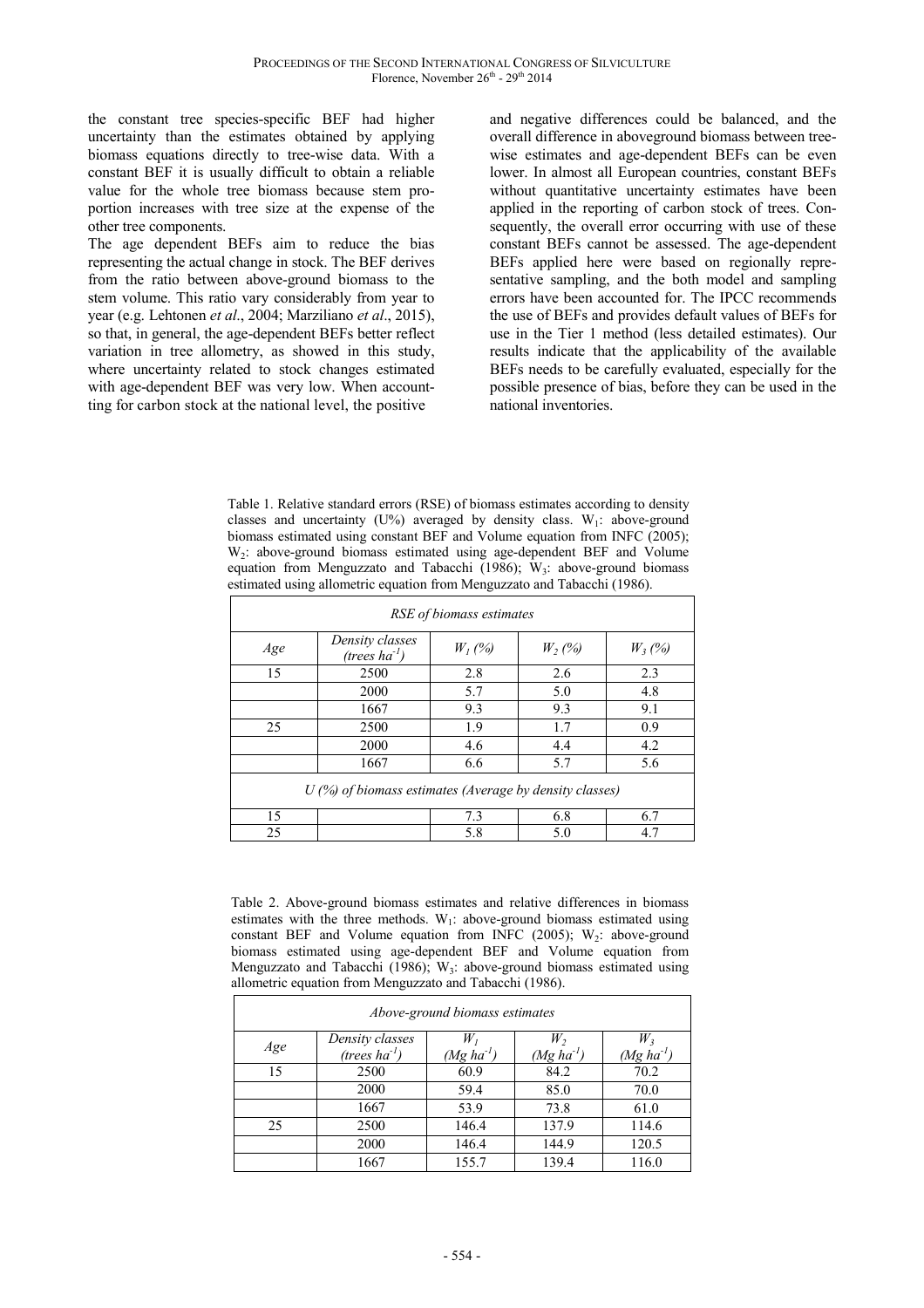the constant tree species-specific BEF had higher uncertainty than the estimates obtained by applying biomass equations directly to tree-wise data. With a constant BEF it is usually difficult to obtain a reliable value for the whole tree biomass because stem proportion increases with tree size at the expense of the other tree components.

The age dependent BEFs aim to reduce the bias representing the actual change in stock. The BEF derives from the ratio between above-ground biomass to the stem volume. This ratio vary considerably from year to year (e.g. Lehtonen *et al*., 2004; Marziliano *et al*., 2015), so that, in general, the age-dependent BEFs better reflect variation in tree allometry, as showed in this study, where uncertainty related to stock changes estimated with age-dependent BEF was very low. When accountting for carbon stock at the national level, the positive and negative differences could be balanced, and the overall difference in aboveground biomass between tree-wise estimates and age-dependent BEFs can be even lower. In almost all European countries, constant BEFs without quantitative uncertainty estimates have been applied in the reporting of carbon stock of trees. Consequently, the overall error occurring with use of these constant BEFs cannot be assessed. The age-dependent BEFs applied here were based on regionally representative sampling, and the both model and sampling errors have been accounted for. The IPCC recommends the use of BEFs and provides default values of BEFs for use in the Tier 1 method (less detailed estimates). Our results indicate that the applicability of the available BEFs needs to be carefully evaluated, especially for the possible presence of bias, before they can be used in the national inventories.

Table 1. Relative standard errors (RSE) of biomass estimates according to density classes and uncertainty (U%) averaged by density class. $W_1$: above-ground biomass estimated using constant BEF and Volume equation from INFC (2005); $W_2$: above-ground biomass estimated using age-dependent BEF and Volume equation from Menguzzato and Tabacchi (1986); $W_3$: above-ground biomass estimated using allometric equation from Menguzzato and Tabacchi (1986).

| *RSE of biomass estimates* | | | | |
|---|---|---|---|---|
| *Age* | *Density classes (trees ha$^{-1}$)* | *$W_1$ (%)* | *$W_2$ (%)* | *$W_3$ (%)* |
| 15 | 2500 | 2.8 | 2.6 | 2.3 |
| | 2000 | 5.7 | 5.0 | 4.8 |
| | 1667 | 9.3 | 9.3 | 9.1 |
| 25 | 2500 | 1.9 | 1.7 | 0.9 |
| | 2000 | 4.6 | 4.4 | 4.2 |
| | 1667 | 6.6 | 5.7 | 5.6 |
| *U (%) of biomass estimates (Average by density classes)* | | | | |
| 15 | | 7.3 | 6.8 | 6.7 |
| 25 | | 5.8 | 5.0 | 4.7 |

Table 2. Above-ground biomass estimates and relative differences in biomass estimates with the three methods. $W_1$: above-ground biomass estimated using constant BEF and Volume equation from INFC (2005); $W_2$: above-ground biomass estimated using age-dependent BEF and Volume equation from Menguzzato and Tabacchi (1986); $W_3$: above-ground biomass estimated using allometric equation from Menguzzato and Tabacchi (1986).

| *Above-ground biomass estimates* | | | | |
|---|---|---|---|---|
| *Age* | *Density classes (trees ha$^{-1}$)* | *$W_1$ (Mg ha$^{-1}$)* | *$W_2$ (Mg ha$^{-1}$)* | *$W_3$ (Mg ha$^{-1}$)* |
| 15 | 2500 | 60.9 | 84.2 | 70.2 |
| | 2000 | 59.4 | 85.0 | 70.0 |
| | 1667 | 53.9 | 73.8 | 61.0 |
| 25 | 2500 | 146.4 | 137.9 | 114.6 |
| | 2000 | 146.4 | 144.9 | 120.5 |
| | 1667 | 155.7 | 139.4 | 116.0 |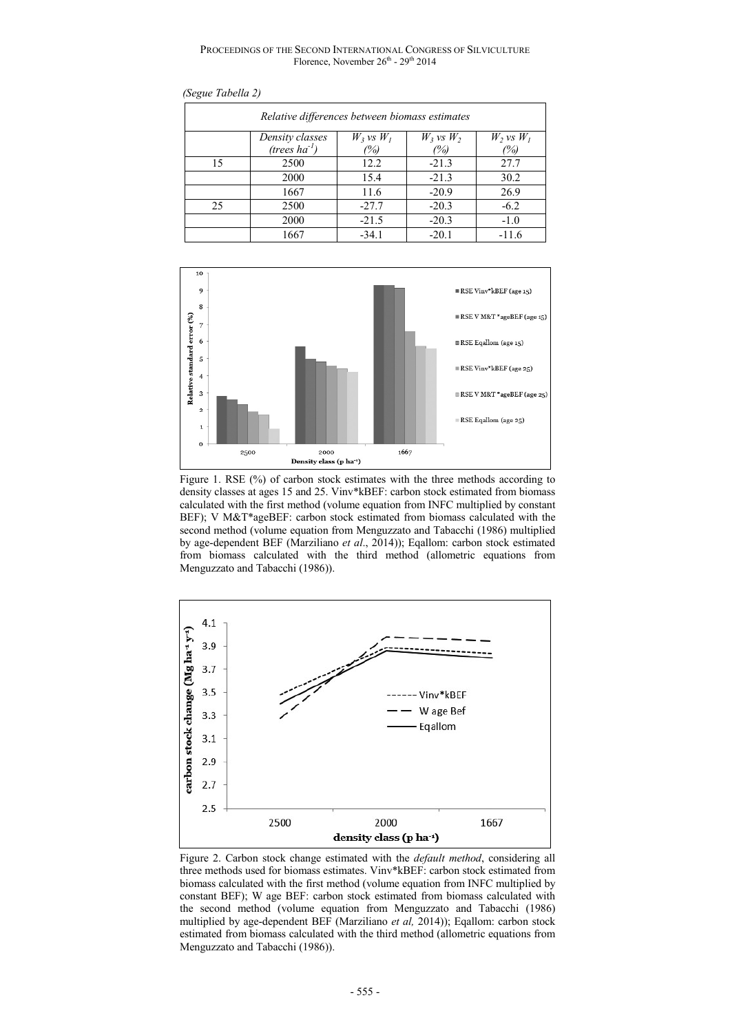*(Segue Tabella 2)*

| Relative differences between biomass estimates | | | | |
|---|---|---|---|---|
| | *Density classes (trees ha$^{-1}$)* | *$W_3$ vs $W_1$ (%)* | *$W_3$ vs $W_2$ (%)* | *$W_2$ vs $W_1$ (%)* |
| 15 | 2500 | 12.2 | -21.3 | 27.7 |
| | 2000 | 15.4 | -21.3 | 30.2 |
| | 1667 | 11.6 | -20.9 | 26.9 |
| 25 | 2500 | -27.7 | -20.3 | -6.2 |
| | 2000 | -21.5 | -20.3 | -1.0 |
| | 1667 | -34.1 | -20.1 | -11.6 |

Figure 1. RSE (%) of carbon stock estimates with the three methods according to density classes at ages 15 and 25. Vinv*kBEF: carbon stock estimated from biomass calculated with the first method (volume equation from INFC multiplied by constant BEF); V M&T*ageBEF: carbon stock estimated from biomass calculated with the second method (volume equation from Menguzzato and Tabacchi (1986) multiplied by age-dependent BEF (Marziliano *et al*., 2014)); Eqallom: carbon stock estimated from biomass calculated with the third method (allometric equations from Menguzzato and Tabacchi (1986)).

Figure 2. Carbon stock change estimated with the *default method*, considering all three methods used for biomass estimates. Vinv*kBEF: carbon stock estimated from biomass calculated with the first method (volume equation from INFC multiplied by constant BEF); W age BEF: carbon stock estimated from biomass calculated with the second method (volume equation from Menguzzato and Tabacchi (1986) multiplied by age-dependent BEF (Marziliano *et al,* 2014)); Eqallom: carbon stock estimated from biomass calculated with the third method (allometric equations from Menguzzato and Tabacchi (1986)).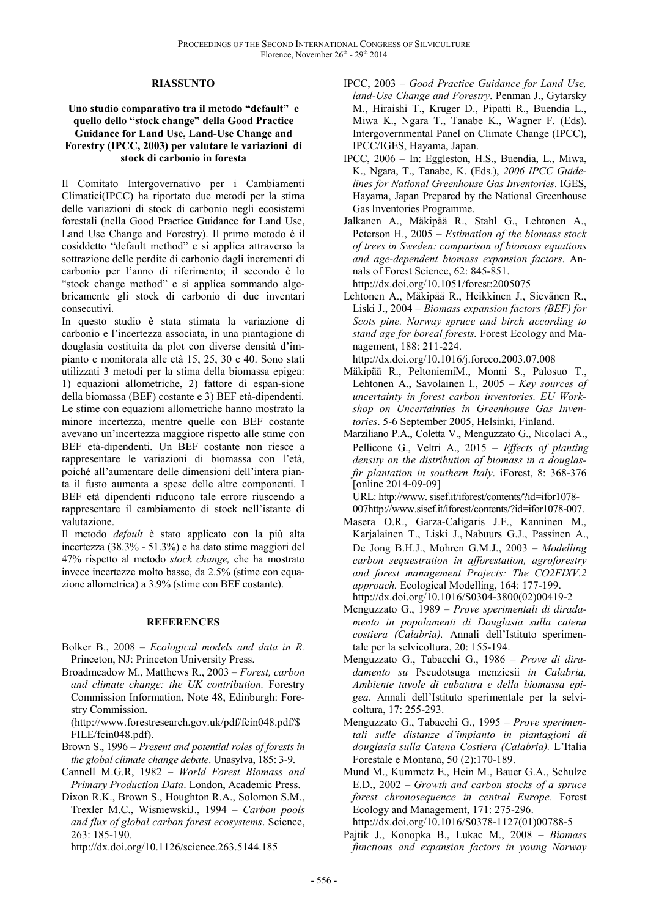## RIASSUNTO

**Uno studio comparativo tra il metodo "default" e quello dello "stock change" della Good Practice Guidance for Land Use, Land-Use Change and Forestry (IPCC, 2003) per valutare le variazioni di stock di carbonio in foresta**

Il Comitato Intergovernativo per i Cambiamenti Climatici(IPCC) ha riportato due metodi per la stima delle variazioni di stock di carbonio negli ecosistemi forestali (nella Good Practice Guidance for Land Use, Land Use Change and Forestry). Il primo metodo è il cosiddetto "default method" e si applica attraverso la sottrazione delle perdite di carbonio dagli incrementi di carbonio per l'anno di riferimento; il secondo è lo "stock change method" e si applica sommando algebricamente gli stock di carbonio di due inventari consecutivi.

In questo studio è stata stimata la variazione di carbonio e l'incertezza associata, in una piantagione di douglasia costituita da plot con diverse densità d'impianto e monitorata alle età 15, 25, 30 e 40. Sono stati utilizzati 3 metodi per la stima della biomassa epigea: 1) equazioni allometriche, 2) fattore di espan-sione della biomassa (BEF) costante e 3) BEF età-dipendenti. Le stime con equazioni allometriche hanno mostrato la minore incertezza, mentre quelle con BEF costante avevano un'incertezza maggiore rispetto alle stime con BEF età-dipendenti. Un BEF costante non riesce a rappresentare le variazioni di biomassa con l'età, poiché all'aumentare delle dimensioni dell'intera pianta il fusto aumenta a spese delle altre componenti. I BEF età dipendenti riducono tale errore riuscendo a rappresentare il cambiamento di stock nell'istante di valutazione.

Il metodo *default* è stato applicato con la più alta incertezza (38.3% - 51.3%) e ha dato stime maggiori del 47% rispetto al metodo *stock change,* che ha mostrato invece incertezze molto basse, da 2.5% (stime con equazione allometrica) a 3.9% (stime con BEF costante).

## REFERENCES

Bolker B., 2008 – *Ecological models and data in R.* Princeton, NJ: Princeton University Press.

Broadmeadow M., Matthews R., 2003 – *Forest, carbon and climate change: the UK contribution.* Forestry Commission Information, Note 48, Edinburgh: Forestry Commission. (http://www.forestresearch.gov.uk/pdf/fcin048.pdf/$FILE/fcin048.pdf).

Brown S., 1996 – *Present and potential roles of forests in the global climate change debate*. Unasylva, 185: 3-9.

Cannell M.G.R, 1982 – *World Forest Biomass and Primary Production Data*. London, Academic Press.

Dixon R.K., Brown S., Houghton R.A., Solomon S.M., Trexler M.C., WisniewskiJ., 1994 – *Carbon pools and flux of global carbon forest ecosystems*. Science, 263: 185-190. http://dx.doi.org/10.1126/science.263.5144.185

IPCC, 2003 – *Good Practice Guidance for Land Use, land-Use Change and Forestry*. Penman J., Gytarsky M., Hiraishi T., Kruger D., Pipatti R., Buendia L., Miwa K., Ngara T., Tanabe K., Wagner F. (Eds). Intergovernmental Panel on Climate Change (IPCC), IPCC/IGES, Hayama, Japan.

IPCC, 2006 – In: Eggleston, H.S., Buendia, L., Miwa, K., Ngara, T., Tanabe, K. (Eds.), *2006 IPCC Guidelines for National Greenhouse Gas Inventories*. IGES, Hayama, Japan Prepared by the National Greenhouse Gas Inventories Programme.

Jalkanen A., Mäkipää R., Stahl G., Lehtonen A., Peterson H., 2005 – *Estimation of the biomass stock of trees in Sweden: comparison of biomass equations and age-dependent biomass expansion factors*. Annals of Forest Science, 62: 845-851. http://dx.doi.org/10.1051/forest:2005075

Lehtonen A., Mäkipää R., Heikkinen J., Sievänen R., Liski J., 2004 – *Biomass expansion factors (BEF) for Scots pine. Norway spruce and birch according to stand age for boreal forests.* Forest Ecology and Management, 188: 211-224. http://dx.doi.org/10.1016/j.foreco.2003.07.008

Mäkipää R., PeltoniemiM., Monni S., Palosuo T., Lehtonen A., Savolainen I., 2005 – *Key sources of uncertainty in forest carbon inventories. EU Workshop on Uncertainties in Greenhouse Gas Inventories*. 5-6 September 2005, Helsinki, Finland.

Marziliano P.A., Coletta V., Menguzzato G., Nicolaci A., Pellicone G., Veltri A., 2015 – *Effects of planting density on the distribution of biomass in a douglas-fir plantation in southern Italy*. iForest, 8: 368-376 [online 2014-09-09] URL: http://www. sisef.it/iforest/contents/?id=ifor1078-007http://www.sisef.it/iforest/contents/?id=ifor1078-007.

Masera O.R., Garza-Caligaris J.F., Kanninen M., Karjalainen T., Liski J., Nabuurs G.J., Passinen A., De Jong B.H.J., Mohren G.M.J., 2003 – *Modelling carbon sequestration in afforestation, agroforestry and forest management Projects: The CO2FIXV.2 approach.* Ecological Modelling, 164: 177-199. http://dx.doi.org/10.1016/S0304-3800(02)00419-2

Menguzzato G., 1989 – *Prove sperimentali di diradamento in popolamenti di Douglasia sulla catena costiera (Calabria).* Annali dell'Istituto sperimentale per la selvicoltura, 20: 155-194.

Menguzzato G., Tabacchi G., 1986 – *Prove di diradamento su* Pseudotsuga menziesii *in Calabria, Ambiente tavole di cubatura e della biomassa epigea*. Annali dell'Istituto sperimentale per la selvicoltura, 17: 255-293.

Menguzzato G., Tabacchi G., 1995 – *Prove sperimentali sulle distanze d'impianto in piantagioni di douglasia sulla Catena Costiera (Calabria).* L'Italia Forestale e Montana, 50 (2):170-189.

Mund M., Kummetz E., Hein M., Bauer G.A., Schulze E.D., 2002 – *Growth and carbon stocks of a spruce forest chronosequence in central Europe.* Forest Ecology and Management, 171: 275-296. http://dx.doi.org/10.1016/S0378-1127(01)00788-5

Pajtik J., Konopka B., Lukac M., 2008 – *Biomass functions and expansion factors in young Norway*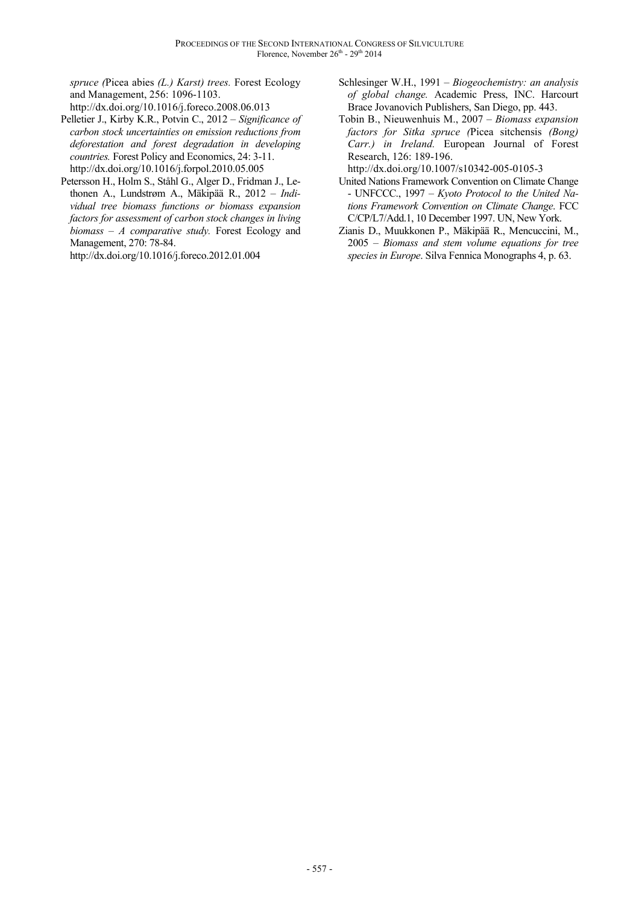*spruce (*Picea abies *(L.) Karst) trees.* Forest Ecology and Management, 256: 1096-1103. http://dx.doi.org/10.1016/j.foreco.2008.06.013

Pelletier J., Kirby K.R., Potvin C., 2012 – *Significance of carbon stock uncertainties on emission reductions from deforestation and forest degradation in developing countries.* Forest Policy and Economics, 24: 3-11. http://dx.doi.org/10.1016/j.forpol.2010.05.005

Petersson H., Holm S., Ståhl G., Alger D., Fridman J., Lethonen A., Lundstrøm A., Mäkipää R., 2012 – *Individual tree biomass functions or biomass expansion factors for assessment of carbon stock changes in living biomass – A comparative study.* Forest Ecology and Management, 270: 78-84. http://dx.doi.org/10.1016/j.foreco.2012.01.004

Schlesinger W.H., 1991 – *Biogeochemistry: an analysis of global change.* Academic Press, INC. Harcourt Brace Jovanovich Publishers, San Diego, pp. 443.

Tobin B., Nieuwenhuis M., 2007 – *Biomass expansion factors for Sitka spruce (*Picea sitchensis *(Bong) Carr.) in Ireland.* European Journal of Forest Research, 126: 189-196. http://dx.doi.org/10.1007/s10342-005-0105-3

United Nations Framework Convention on Climate Change - UNFCCC., 1997 – *Kyoto Protocol to the United Nations Framework Convention on Climate Change.* FCC C/CP/L7/Add.1, 10 December 1997. UN, New York.

Zianis D., Muukkonen P., Mäkipää R., Mencuccini, M., 2005 – *Biomass and stem volume equations for tree species in Europe*. Silva Fennica Monographs 4, p. 63.